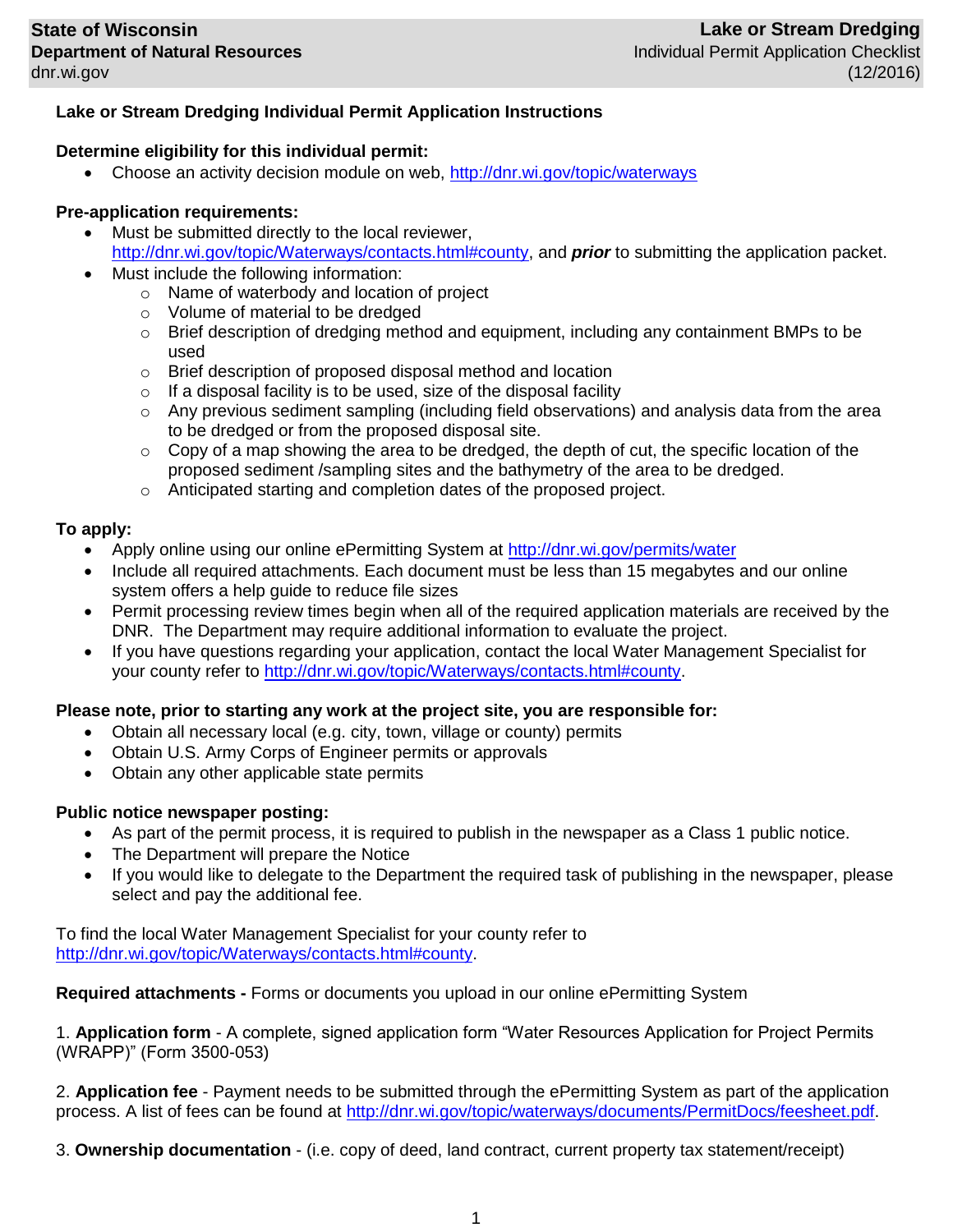State of Wisconsin
**Department of Natural Resources**
dnr.wi.gov

**Lake or Stream Dredging**
Individual Permit Application Checklist
(12/2016)

## Lake or Stream Dredging Individual Permit Application Instructions

### Determine eligibility for this individual permit:

- Choose an activity decision module on web, http://dnr.wi.gov/topic/waterways

### Pre-application requirements:

- Must be submitted directly to the local reviewer, http://dnr.wi.gov/topic/Waterways/contacts.html#county, and ***prior*** to submitting the application packet.
- Must include the following information:
  - Name of waterbody and location of project
  - Volume of material to be dredged
  - Brief description of dredging method and equipment, including any containment BMPs to be used
  - Brief description of proposed disposal method and location
  - If a disposal facility is to be used, size of the disposal facility
  - Any previous sediment sampling (including field observations) and analysis data from the area to be dredged or from the proposed disposal site.
  - Copy of a map showing the area to be dredged, the depth of cut, the specific location of the proposed sediment /sampling sites and the bathymetry of the area to be dredged.
  - Anticipated starting and completion dates of the proposed project.

### To apply:

- Apply online using our online ePermitting System at http://dnr.wi.gov/permits/water
- Include all required attachments. Each document must be less than 15 megabytes and our online system offers a help guide to reduce file sizes
- Permit processing review times begin when all of the required application materials are received by the DNR. The Department may require additional information to evaluate the project.
- If you have questions regarding your application, contact the local Water Management Specialist for your county refer to http://dnr.wi.gov/topic/Waterways/contacts.html#county.

### Please note, prior to starting any work at the project site, you are responsible for:

- Obtain all necessary local (e.g. city, town, village or county) permits
- Obtain U.S. Army Corps of Engineer permits or approvals
- Obtain any other applicable state permits

### Public notice newspaper posting:

- As part of the permit process, it is required to publish in the newspaper as a Class 1 public notice.
- The Department will prepare the Notice
- If you would like to delegate to the Department the required task of publishing in the newspaper, please select and pay the additional fee.

To find the local Water Management Specialist for your county refer to http://dnr.wi.gov/topic/Waterways/contacts.html#county.

**Required attachments -** Forms or documents you upload in our online ePermitting System

1. **Application form** - A complete, signed application form "Water Resources Application for Project Permits (WRAPP)" (Form 3500-053)

2. **Application fee** - Payment needs to be submitted through the ePermitting System as part of the application process. A list of fees can be found at http://dnr.wi.gov/topic/waterways/documents/PermitDocs/feesheet.pdf.

3. **Ownership documentation** - (i.e. copy of deed, land contract, current property tax statement/receipt)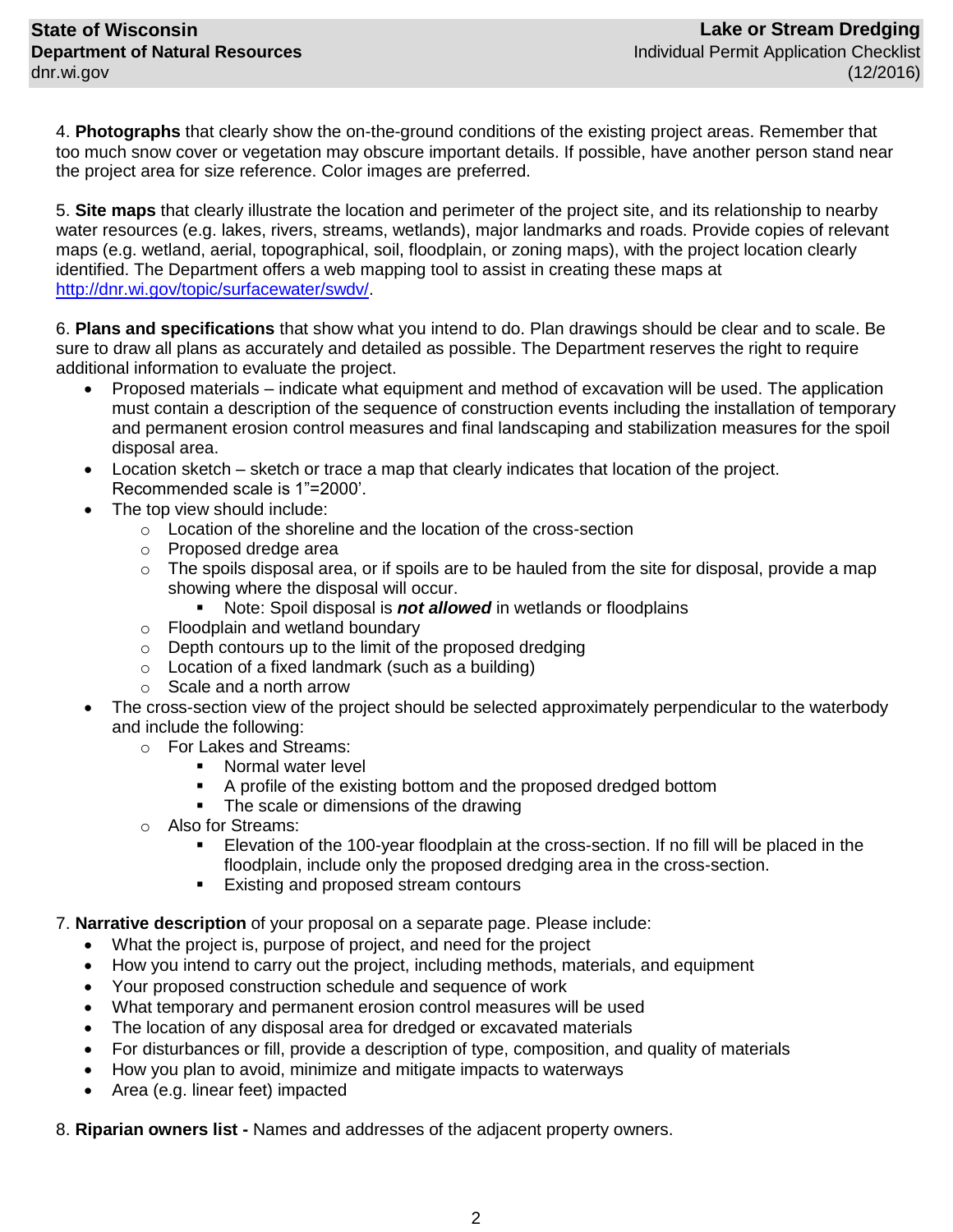4. **Photographs** that clearly show the on-the-ground conditions of the existing project areas. Remember that too much snow cover or vegetation may obscure important details. If possible, have another person stand near the project area for size reference. Color images are preferred.

5. **Site maps** that clearly illustrate the location and perimeter of the project site, and its relationship to nearby water resources (e.g. lakes, rivers, streams, wetlands), major landmarks and roads. Provide copies of relevant maps (e.g. wetland, aerial, topographical, soil, floodplain, or zoning maps), with the project location clearly identified. The Department offers a web mapping tool to assist in creating these maps at http://dnr.wi.gov/topic/surfacewater/swdv/.

6. **Plans and specifications** that show what you intend to do. Plan drawings should be clear and to scale. Be sure to draw all plans as accurately and detailed as possible. The Department reserves the right to require additional information to evaluate the project.

- Proposed materials – indicate what equipment and method of excavation will be used. The application must contain a description of the sequence of construction events including the installation of temporary and permanent erosion control measures and final landscaping and stabilization measures for the spoil disposal area.
- Location sketch – sketch or trace a map that clearly indicates that location of the project. Recommended scale is 1”=2000’.
- The top view should include:
    - Location of the shoreline and the location of the cross-section
    - Proposed dredge area
    - The spoils disposal area, or if spoils are to be hauled from the site for disposal, provide a map showing where the disposal will occur.
        - Note: Spoil disposal is ***not allowed*** in wetlands or floodplains
    - Floodplain and wetland boundary
    - Depth contours up to the limit of the proposed dredging
    - Location of a fixed landmark (such as a building)
    - Scale and a north arrow
- The cross-section of the project should be selected approximately perpendicular to the waterbody and include the following:
    - For Lakes and Streams:
        - Normal water level
        - A profile of the existing bottom and the proposed dredged bottom
        - The scale or dimensions of the drawing
    - Also for Streams:
        - Elevation of the 100-year floodplain at the cross-section. If no fill will be placed in the floodplain, include only the proposed dredging area in the cross-section.
        - Existing and proposed stream contours

7. **Narrative description** of your proposal on a separate page. Please include:

- What the project is, purpose of project, and need for the project
- How you intend to carry out the project, including methods, materials, and equipment
- Your proposed construction schedule and sequence of work
- What temporary and permanent erosion control measures will be used
- The location of any disposal area for dredged or excavated materials
- For disturbances or fill, provide a description of type, composition, and quality of materials
- How you plan to avoid, minimize and mitigate impacts to waterways
- Area (e.g. linear feet) impacted

8. **Riparian owners list -** Names and addresses of the adjacent property owners.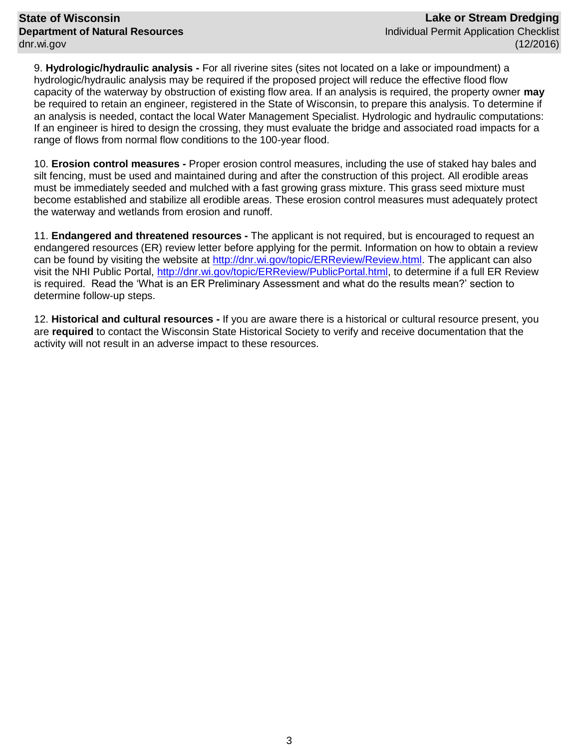9. **Hydrologic/hydraulic analysis -** For all riverine sites (sites not located on a lake or impoundment) a hydrologic/hydraulic analysis may be required if the proposed project will reduce the effective flood flow capacity of the waterway by obstruction of existing flow area. If an analysis is required, the property owner **may** be required to retain an engineer, registered in the State of Wisconsin, to prepare this analysis. To determine if an analysis is needed, contact the local Water Management Specialist. Hydrologic and hydraulic computations: If an engineer is hired to design the crossing, they must evaluate the bridge and associated road impacts for a range of flows from normal flow conditions to the 100-year flood.

10. **Erosion control measures -** Proper erosion control measures, including the use of staked hay bales and silt fencing, must be used and maintained during and after the construction of this project. All erodible areas must be immediately seeded and mulched with a fast growing grass mixture. This grass seed mixture must become established and stabilize all erodible areas. These erosion control measures must adequately protect the waterway and wetlands from erosion and runoff.

11. **Endangered and threatened resources -** The applicant is not required, but is encouraged to request an endangered resources (ER) review letter before applying for the permit. Information on how to obtain a review can be found by visiting the website at http://dnr.wi.gov/topic/ERReview/Review.html. The applicant can also visit the NHI Public Portal, http://dnr.wi.gov/topic/ERReview/PublicPortal.html, to determine if a full ER Review is required. Read the 'What is an ER Preliminary Assessment and what do the results mean?' section to determine follow-up steps.

12. **Historical and cultural resources -** If you are aware there is a historical or cultural resource present, you are **required** to contact the Wisconsin State Historical Society to verify and receive documentation that the activity will not result in an adverse impact to these resources.